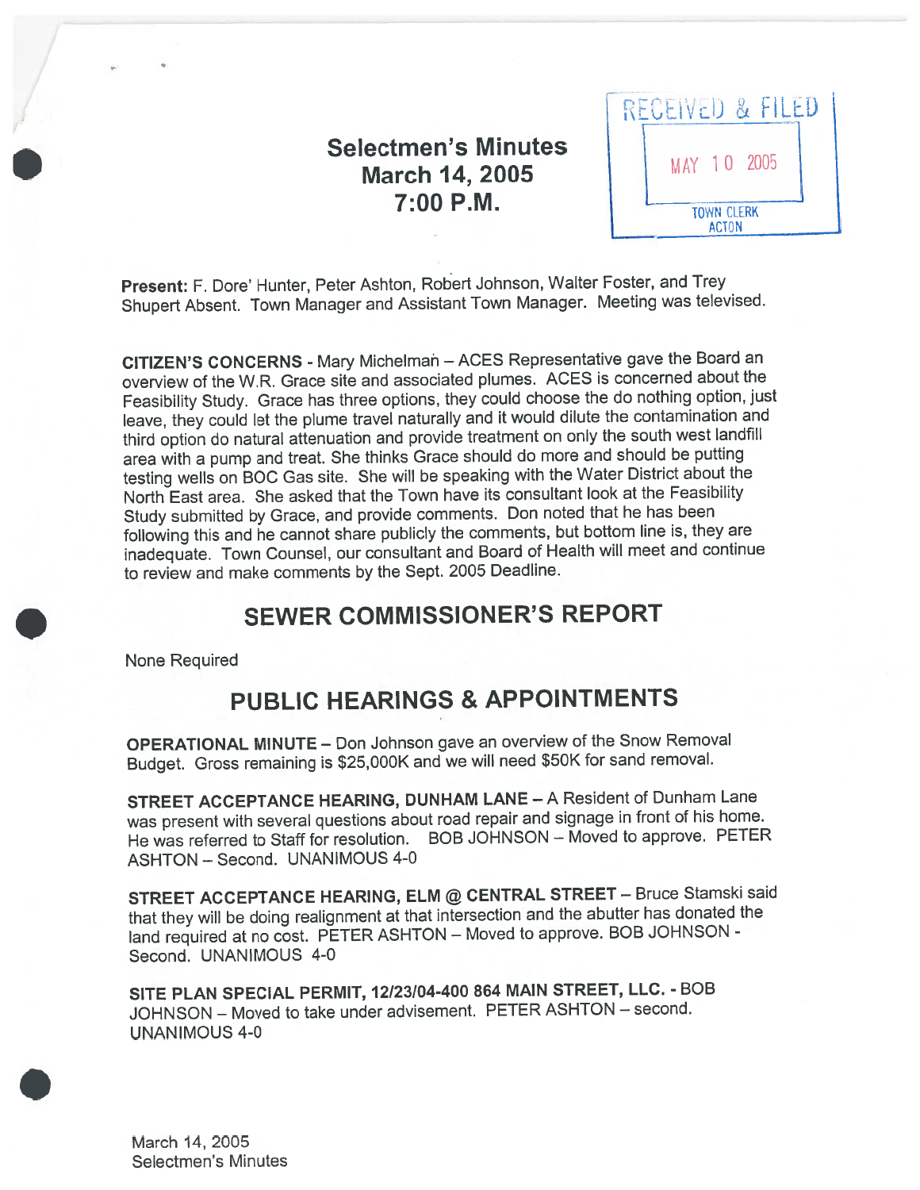# Selectmen's Minutes
## March 14, 2005
## 7:00 P.M.

RECEIVED & FILED
MAY 10 2005
TOWN CLERK
ACTON

**Present:** F. Dore' Hunter, Peter Ashton, Robert Johnson, Walter Foster, and Trey Shupert Absent. Town Manager and Assistant Town Manager. Meeting was televised.

**CITIZEN'S CONCERNS** - Mary Michelman – ACES Representative gave the Board an overview of the W.R. Grace site and associated plumes. ACES is concerned about the Feasibility Study. Grace has three options, they could choose the do nothing option, just leave, they could let the plume travel naturally and it would dilute the contamination and third option do natural attenuation and provide treatment on only the south west landfill area with a pump and treat. She thinks Grace should do more and should be putting testing wells on BOC Gas site. She will be speaking with the Water District about the North East area. She asked that the Town have its consultant look at the Feasibility Study submitted by Grace, and provide comments. Don noted that he has been following this and he cannot share publicly the comments, but bottom line is, they are inadequate. Town Counsel, our consultant and Board of Health will meet and continue to review and make comments by the Sept. 2005 Deadline.

## SEWER COMMISSIONER'S REPORT

None Required

## PUBLIC HEARINGS & APPOINTMENTS

**OPERATIONAL MINUTE** – Don Johnson gave an overview of the Snow Removal Budget. Gross remaining is $25,000K and we will need $50K for sand removal.

**STREET ACCEPTANCE HEARING, DUNHAM LANE** – A Resident of Dunham Lane was present with several questions about road repair and signage in front of his home. He was referred to Staff for resolution. BOB JOHNSON – Moved to approve. PETER ASHTON – Second. UNANIMOUS 4-0

**STREET ACCEPTANCE HEARING, ELM @ CENTRAL STREET** – Bruce Stamski said that they will be doing realignment at that intersection and the abutter has donated the land required at no cost. PETER ASHTON – Moved to approve. BOB JOHNSON - Second. UNANIMOUS 4-0

**SITE PLAN SPECIAL PERMIT, 12/23/04-400 864 MAIN STREET, LLC.** - BOB JOHNSON – Moved to take under advisement. PETER ASHTON – second. UNANIMOUS 4-0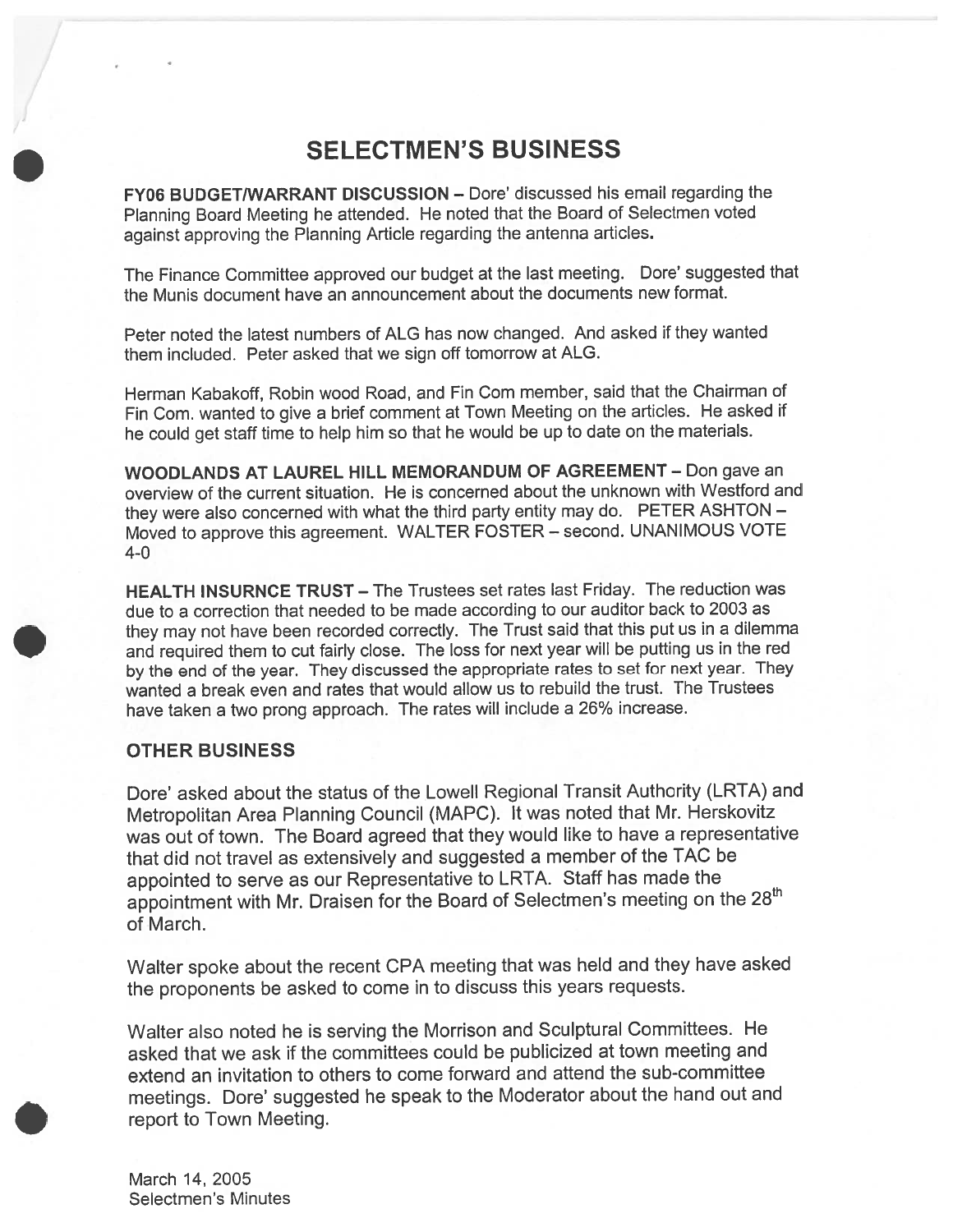# SELECTMEN'S BUSINESS

**FY06 BUDGET/WARRANT DISCUSSION** – Dore' discussed his email regarding the Planning Board Meeting he attended. He noted that the Board of Selectmen voted against approving the Planning Article regarding the antenna articles.

The Finance Committee approved our budget at the last meeting. Dore' suggested that the Munis document have an announcement about the documents new format.

Peter noted the latest numbers of ALG has now changed. And asked if they wanted them included. Peter asked that we sign off tomorrow at ALG.

Herman Kabakoff, Robin wood Road, and Fin Com member, said that the Chairman of Fin Com. wanted to give a brief comment at Town Meeting on the articles. He asked if he could get staff time to help him so that he would be up to date on the materials.

**WOODLANDS AT LAUREL HILL MEMORANDUM OF AGREEMENT** – Don gave an overview of the current situation. He is concerned about the unknown with Westford and they were also concerned with what the third party entity may do. PETER ASHTON – Moved to approve this agreement. WALTER FOSTER – second. UNANIMOUS VOTE 4-0

**HEALTH INSURNCE TRUST** – The Trustees set rates last Friday. The reduction was due to a correction that needed to be made according to our auditor back to 2003 as they may not have been recorded correctly. The Trust said that this put us in a dilemma and required them to cut fairly close. The loss for next year will be putting us in the red by the end of the year. They discussed the appropriate rates to set for next year. They wanted a break even and rates that would allow us to rebuild the trust. The Trustees have taken a two prong approach. The rates will include a 26% increase.

## OTHER BUSINESS

Dore' asked about the status of the Lowell Regional Transit Authority (LRTA) and Metropolitan Area Planning Council (MAPC). It was noted that Mr. Herskovitz was out of town. The Board agreed that they would like to have a representative that did not travel as extensively and suggested a member of the TAC be appointed to serve as our Representative to LRTA. Staff has made the appointment with Mr. Draisen for the Board of Selectmen's meeting on the 28th of March.

Walter spoke about the recent CPA meeting that was held and they have asked the proponents be asked to come in to discuss this years requests.

Walter also noted he is serving the Morrison and Sculptural Committees. He asked that we ask if the committees could be publicized at town meeting and extend an invitation to others to come forward and attend the sub-committee meetings. Dore' suggested he speak to the Moderator about the hand out and report to Town Meeting.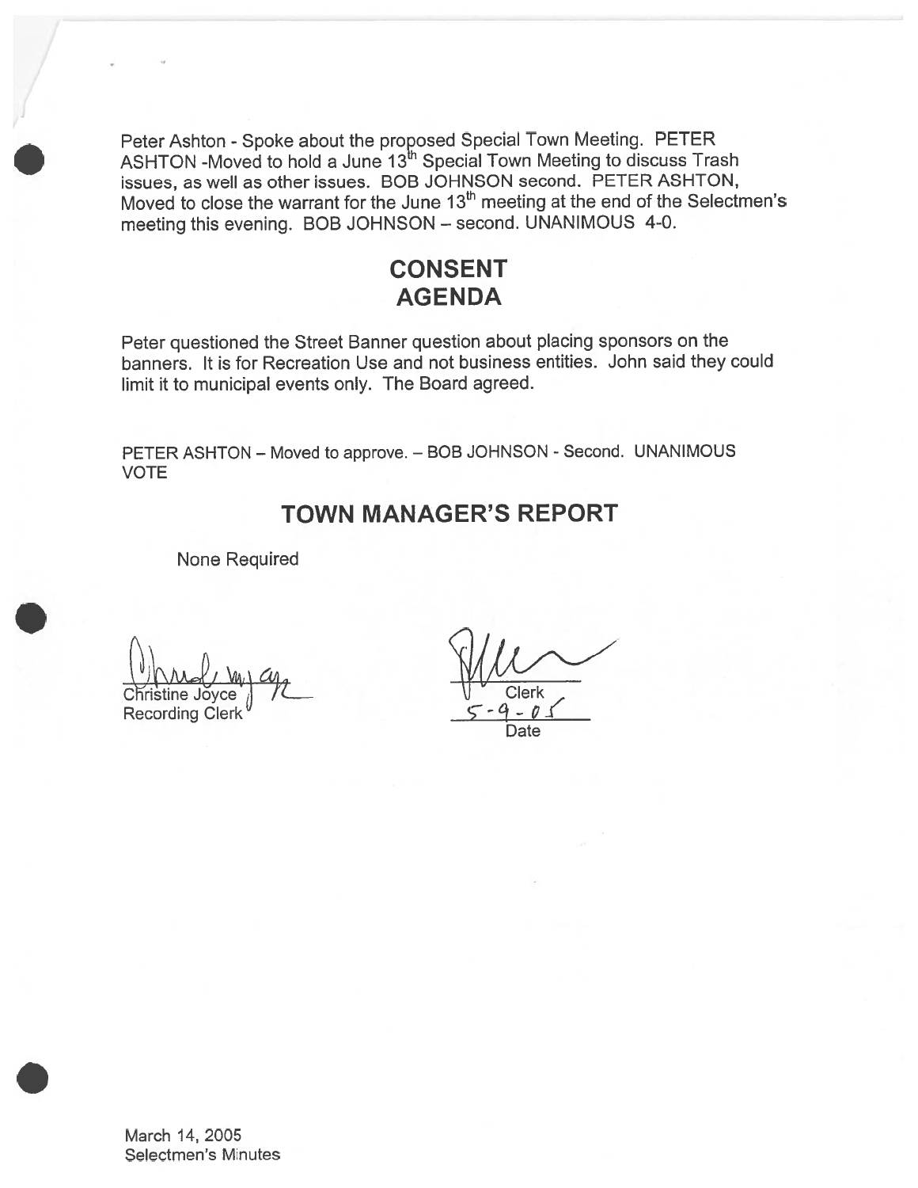Peter Ashton - Spoke about the proposed Special Town Meeting. PETER ASHTON -Moved to hold a June 13th Special Town Meeting to discuss Trash issues, as well as other issues. BOB JOHNSON second. PETER ASHTON, Moved to close the warrant for the June 13th meeting at the end of the Selectmen's meeting this evening. BOB JOHNSON – second. UNANIMOUS 4-0.

## CONSENT AGENDA

Peter questioned the Street Banner question about placing sponsors on the banners. It is for Recreation Use and not business entities. John said they could limit it to municipal events only. The Board agreed.

PETER ASHTON – Moved to approve. – BOB JOHNSON - Second. UNANIMOUS VOTE

## TOWN MANAGER'S REPORT

None Required

Christine Joyce
Recording Clerk

Clerk
5-9-05
Date

March 14, 2005
Selectmen's Minutes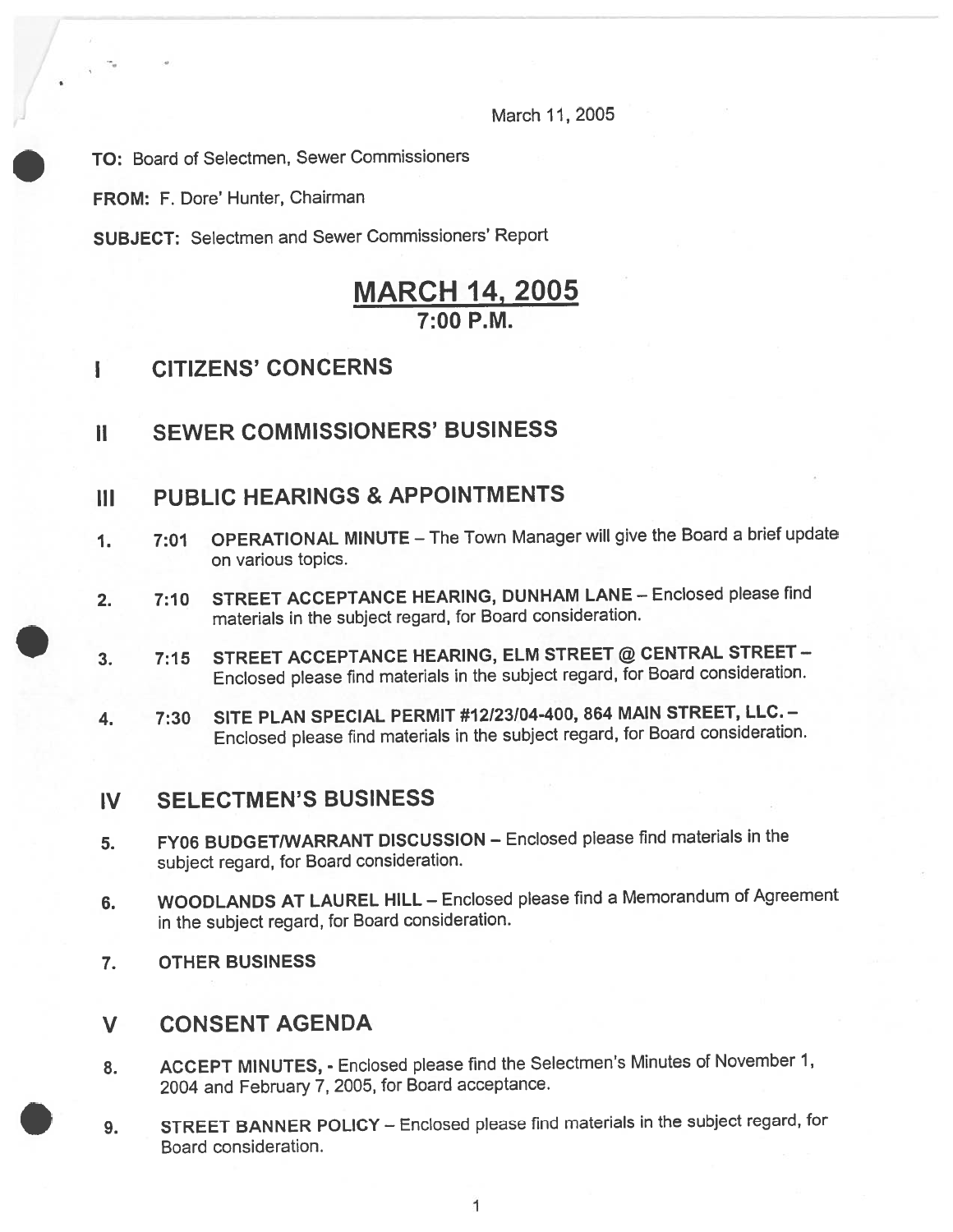March 11, 2005

**TO:** Board of Selectmen, Sewer Commissioners

**FROM:** F. Dore' Hunter, Chairman

**SUBJECT:** Selectmen and Sewer Commissioners' Report

# MARCH 14, 2005
## 7:00 P.M.

## I CITIZENS' CONCERNS

## II SEWER COMMISSIONERS' BUSINESS

## III PUBLIC HEARINGS & APPOINTMENTS

1. 7:01 **OPERATIONAL MINUTE** – The Town Manager will give the Board a brief update on various topics.

2. 7:10 **STREET ACCEPTANCE HEARING, DUNHAM LANE** – Enclosed please find materials in the subject regard, for Board consideration.

3. 7:15 **STREET ACCEPTANCE HEARING, ELM STREET @ CENTRAL STREET** – Enclosed please find materials in the subject regard, for Board consideration.

4. 7:30 **SITE PLAN SPECIAL PERMIT #12/23/04-400, 864 MAIN STREET, LLC.** – Enclosed please find materials in the subject regard, for Board consideration.

## IV SELECTMEN'S BUSINESS

5. **FY06 BUDGET/WARRANT DISCUSSION** – Enclosed please find materials in the subject regard, for Board consideration.

6. **WOODLANDS AT LAUREL HILL** – Enclosed please find a Memorandum of Agreement in the subject regard, for Board consideration.

7. **OTHER BUSINESS**

## V CONSENT AGENDA

8. **ACCEPT MINUTES,** - Enclosed please find the Selectmen's Minutes of November 1, 2004 and February 7, 2005, for Board acceptance.

9. **STREET BANNER POLICY** – Enclosed please find materials in the subject regard, for Board consideration.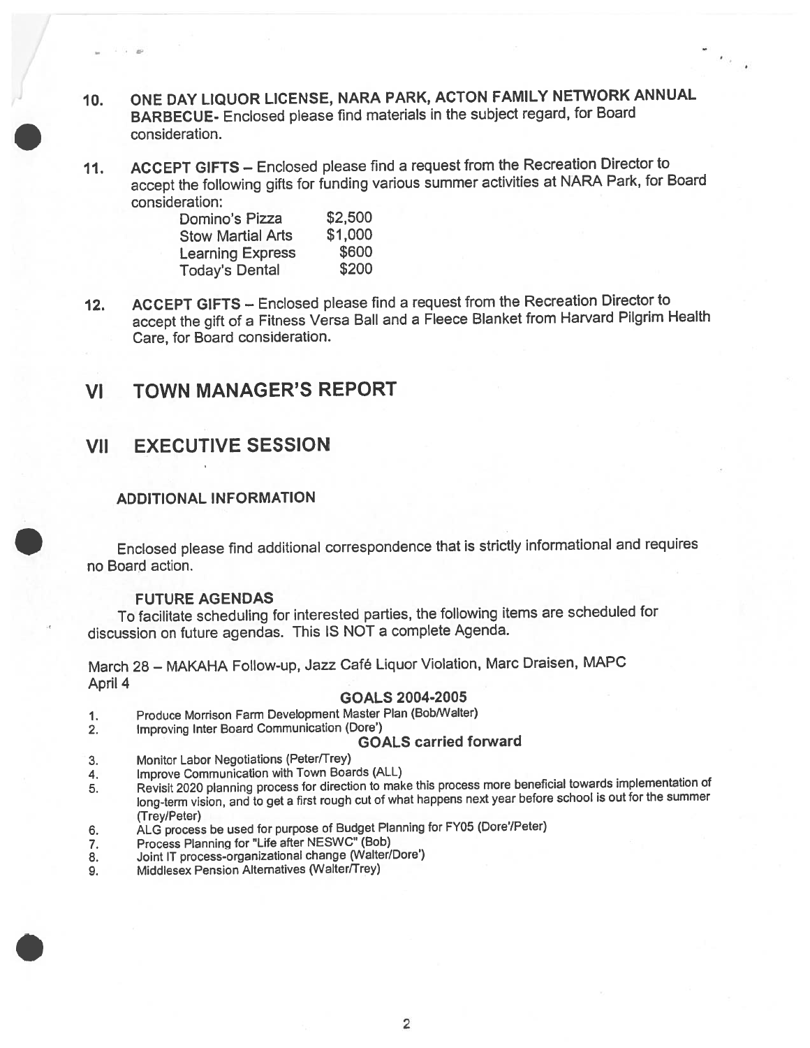10. **ONE DAY LIQUOR LICENSE, NARA PARK, ACTON FAMILY NETWORK ANNUAL BARBECUE-** Enclosed please find materials in the subject regard, for Board consideration.

11. **ACCEPT GIFTS –** Enclosed please find a request from the Recreation Director to accept the following gifts for funding various summer activities at NARA Park, for Board consideration:

| | |
|---|---|
| Domino's Pizza | $2,500 |
| Stow Martial Arts | $1,000 |
| Learning Express | $600 |
| Today's Dental | $200 |

12. **ACCEPT GIFTS –** Enclosed please find a request from the Recreation Director to accept the gift of a Fitness Versa Ball and a Fleece Blanket from Harvard Pilgrim Health Care, for Board consideration.

# VI TOWN MANAGER'S REPORT

# VII EXECUTIVE SESSION

### ADDITIONAL INFORMATION

Enclosed please find additional correspondence that is strictly informational and requires no Board action.

### FUTURE AGENDAS

To facilitate scheduling for interested parties, the following items are scheduled for discussion on future agendas. This IS NOT a complete Agenda.

March 28 – MAKAHA Follow-up, Jazz Café Liquor Violation, Marc Draisen, MAPC
April 4

**GOALS 2004-2005**

1. Produce Morrison Farm Development Master Plan (Bob/Walter)
2. Improving Inter Board Communication (Dore')

**GOALS carried forward**

3. Monitor Labor Negotiations (Peter/Trey)
4. Improve Communication with Town Boards (ALL)
5. Revisit 2020 planning process for direction to make this process more beneficial towards implementation of long-term vision, and to get a first rough cut of what happens next year before school is out for the summer (Trey/Peter)
6. ALG process be used for purpose of Budget Planning for FY05 (Dore'/Peter)
7. Process Planning for "Life after NESWC" (Bob)
8. Joint IT process-organizational change (Walter/Dore')
9. Middlesex Pension Alternatives (Walter/Trey)